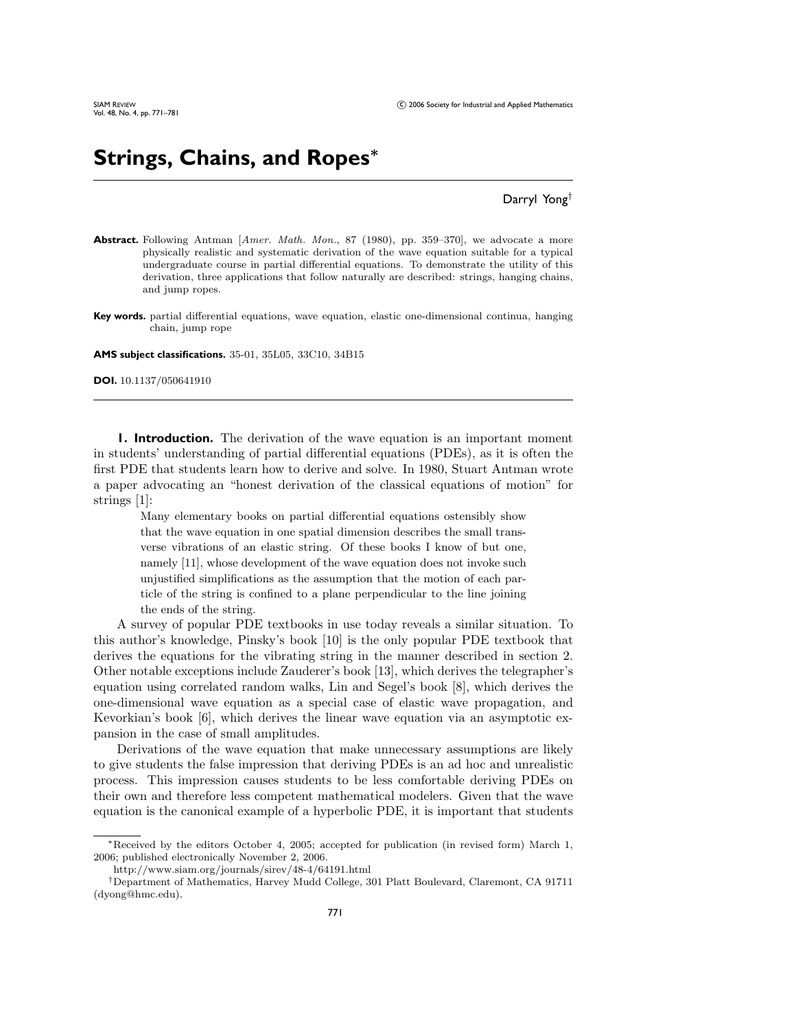# Strings, Chains, and Ropes*

Darryl Yong†

**Abstract.** Following Antman [*Amer. Math. Mon.*, 87 (1980), pp. 359–370], we advocate a more physically realistic and systematic derivation of the wave equation suitable for a typical undergraduate course in partial differential equations. To demonstrate the utility of this derivation, three applications that follow naturally are described: strings, hanging chains, and jump ropes.

**Key words.** partial differential equations, wave equation, elastic one-dimensional continua, hanging chain, jump rope

**AMS subject classifications.** 35-01, 35L05, 33C10, 34B15

**DOI.** 10.1137/050641910

## 1. Introduction.

The derivation of the wave equation is an important moment in students' understanding of partial differential equations (PDEs), as it is often the first PDE that students learn how to derive and solve. In 1980, Stuart Antman wrote a paper advocating an "honest derivation of the classical equations of motion" for strings [1]:

> Many elementary books on partial differential equations ostensibly show that the wave equation in one spatial dimension describes the small transverse vibrations of an elastic string. Of these books I know of but one, namely [11], whose development of the wave equation does not invoke such unjustified simplifications as the assumption that the motion of each particle of the string is confined to a plane perpendicular to the line joining the ends of the string.

A survey of popular PDE textbooks in use today reveals a similar situation. To this author's knowledge, Pinsky's book [10] is the only popular PDE textbook that derives the equations for the vibrating string in the manner described in section 2. Other notable exceptions include Zauderer's book [13], which derives the telegrapher's equation using correlated random walks, Lin and Segel's book [8], which derives the one-dimensional wave equation as a special case of elastic wave propagation, and Kevorkian's book [6], which derives the linear wave equation via an asymptotic expansion in the case of small amplitudes.

Derivations of the wave equation that make unnecessary assumptions are likely to give students the false impression that deriving PDEs is an ad hoc and unrealistic process. This impression causes students to be less comfortable deriving PDEs on their own and therefore less competent mathematical modelers. Given that the wave equation is the canonical example of a hyperbolic PDE, it is important that students

---

*Received by the editors October 4, 2005; accepted for publication (in revised form) March 1, 2006; published electronically November 2, 2006.

http://www.siam.org/journals/sirev/48-4/64191.html

†Department of Mathematics, Harvey Mudd College, 301 Platt Boulevard, Claremont, CA 91711 (dyong@hmc.edu).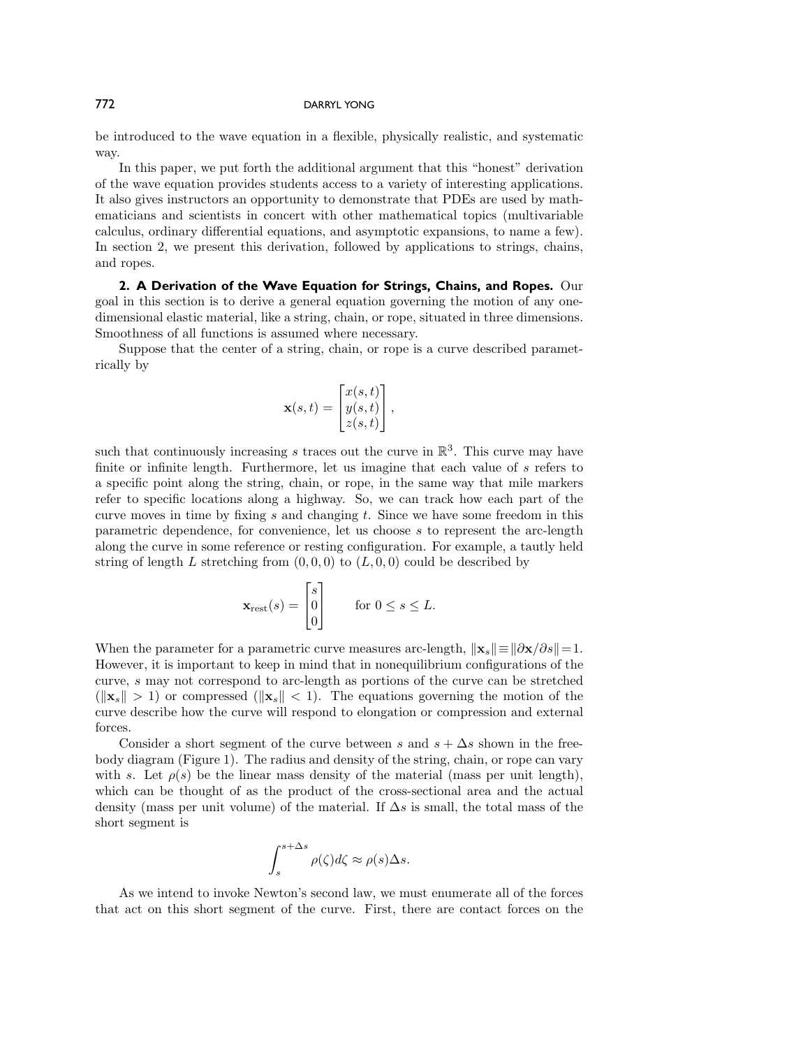be introduced to the wave equation in a flexible, physically realistic, and systematic way.

In this paper, we put forth the additional argument that this "honest" derivation of the wave equation provides students access to a variety of interesting applications. It also gives instructors an opportunity to demonstrate that PDEs are used by mathematicians and scientists in concert with other mathematical topics (multivariable calculus, ordinary differential equations, and asymptotic expansions, to name a few). In section 2, we present this derivation, followed by applications to strings, chains, and ropes.

## 2. A Derivation of the Wave Equation for Strings, Chains, and Ropes.

Our goal in this section is to derive a general equation governing the motion of any one-dimensional elastic material, like a string, chain, or rope, situated in three dimensions. Smoothness of all functions is assumed where necessary.

Suppose that the center of a string, chain, or rope is a curve described parametrically by

$$\mathbf{x}(s,t) = \begin{bmatrix} x(s,t) \\ y(s,t) \\ z(s,t) \end{bmatrix},$$

such that continuously increasing $s$ traces out the curve in $\mathbb{R}^3$. This curve may have finite or infinite length. Furthermore, let us imagine that each value of $s$ refers to a specific point along the string, chain, or rope, in the same way that mile markers refer to specific locations along a highway. So, we can track how each part of the curve moves in time by fixing $s$ and changing $t$. Since we have some freedom in this parametric dependence, for convenience, let us choose $s$ to represent the arc-length along the curve in some reference or resting configuration. For example, a tautly held string of length $L$ stretching from $(0,0,0)$ to $(L,0,0)$ could be described by

$$\mathbf{x}_{\text{rest}}(s) = \begin{bmatrix} s \\ 0 \\ 0 \end{bmatrix} \qquad \text{for } 0 \leq s \leq L.$$

When the parameter for a parametric curve measures arc-length, $\|\mathbf{x}_s\| \equiv \|\partial \mathbf{x}/\partial s\| = 1$. However, it is important to keep in mind that in nonequilibrium configurations of the curve, $s$ may not correspond to arc-length as portions of the curve can be stretched ($\|\mathbf{x}_s\| > 1$) or compressed ($\|\mathbf{x}_s\| < 1$). The equations governing the motion of the curve describe how the curve will respond to elongation or compression and external forces.

Consider a short segment of the curve between $s$ and $s + \Delta s$ shown in the free-body diagram (Figure 1). The radius and density of the string, chain, or rope can vary with $s$. Let $\rho(s)$ be the linear mass density of the material (mass per unit length), which can be thought of as the product of the cross-sectional area and the actual density (mass per unit volume) of the material. If $\Delta s$ is small, the total mass of the short segment is

$$\int_s^{s+\Delta s} \rho(\zeta) d\zeta \approx \rho(s)\Delta s.$$

As we intend to invoke Newton's second law, we must enumerate all of the forces that act on this short segment of the curve. First, there are contact forces on the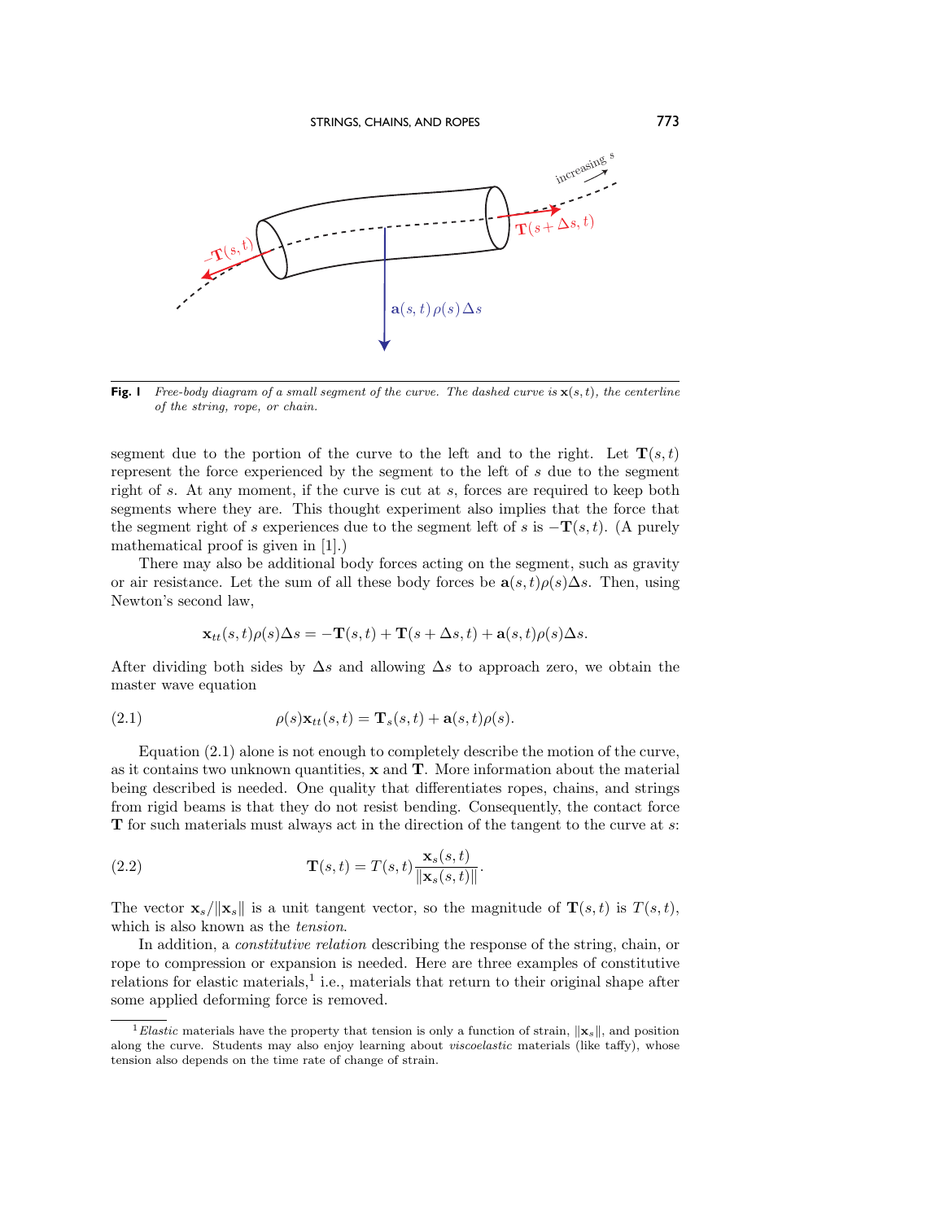**Fig. 1** *Free-body diagram of a small segment of the curve. The dashed curve is $\mathbf{x}(s,t)$, the centerline of the string, rope, or chain.*

segment due to the portion of the curve to the left and to the right. Let $\mathbf{T}(s,t)$ represent the force experienced by the segment to the left of $s$ due to the segment right of $s$. At any moment, if the curve is cut at $s$, forces are required to keep both segments where they are. This thought experiment also implies that the force that the segment right of $s$ experiences due to the segment left of $s$ is $-\mathbf{T}(s,t)$. (A purely mathematical proof is given in [1].)

There may also be additional body forces acting on the segment, such as gravity or air resistance. Let the sum of all these body forces be $\mathbf{a}(s,t)\rho(s)\Delta s$. Then, using Newton's second law,

$$\mathbf{x}_{tt}(s,t)\rho(s)\Delta s = -\mathbf{T}(s,t) + \mathbf{T}(s+\Delta s,t) + \mathbf{a}(s,t)\rho(s)\Delta s.$$

After dividing both sides by $\Delta s$ and allowing $\Delta s$ to approach zero, we obtain the master wave equation

$$\rho(s)\mathbf{x}_{tt}(s,t) = \mathbf{T}_s(s,t) + \mathbf{a}(s,t)\rho(s). \tag{2.1}$$

Equation (2.1) alone is not enough to completely describe the motion of the curve, as it contains two unknown quantities, $\mathbf{x}$ and $\mathbf{T}$. More information about the material being described is needed. One quality that differentiates ropes, chains, and strings from rigid beams is that they do not resist bending. Consequently, the contact force $\mathbf{T}$ for such materials must always act in the direction of the tangent to the curve at $s$:

$$\mathbf{T}(s,t) = T(s,t)\frac{\mathbf{x}_s(s,t)}{\|\mathbf{x}_s(s,t)\|}. \tag{2.2}$$

The vector $\mathbf{x}_s/\|\mathbf{x}_s\|$ is a unit tangent vector, so the magnitude of $\mathbf{T}(s,t)$ is $T(s,t)$, which is also known as the *tension*.

In addition, a *constitutive relation* describing the response of the string, chain, or rope to compression or expansion is needed. Here are three examples of constitutive relations for elastic materials,[1] i.e., materials that return to their original shape after some applied deforming force is removed.

[1] *Elastic* materials have the property that tension is only a function of strain, $\|\mathbf{x}_s\|$, and position along the curve. Students may also enjoy learning about *viscoelastic* materials (like taffy), whose tension also depends on the time rate of change of strain.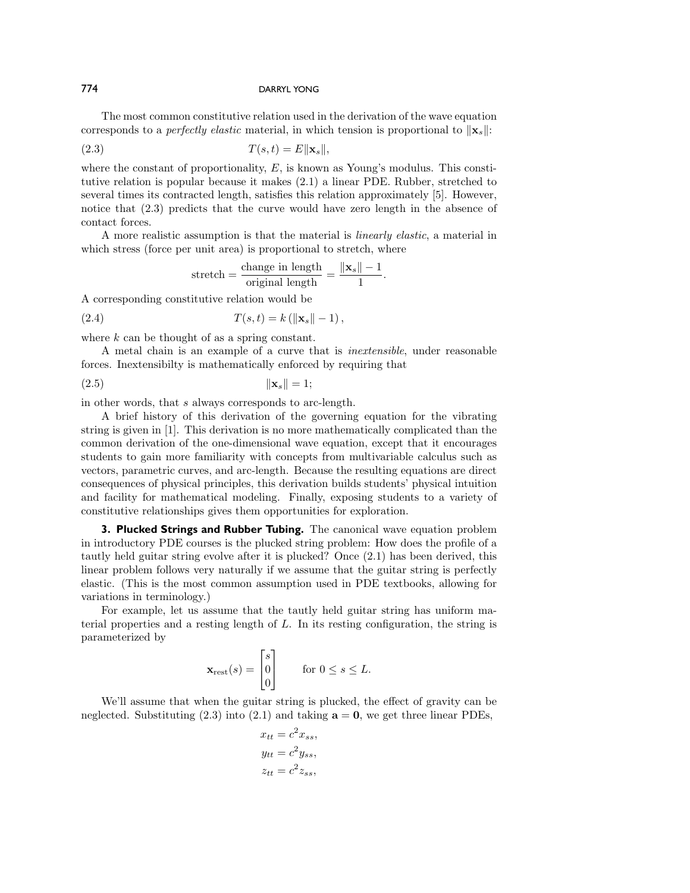The most common constitutive relation used in the derivation of the wave equation corresponds to a *perfectly elastic* material, in which tension is proportional to $\|\mathbf{x}_s\|$:

$$T(s,t) = E\|\mathbf{x}_s\|, \tag{2.3}$$

where the constant of proportionality, $E$, is known as Young's modulus. This constitutive relation is popular because it makes (2.1) a linear PDE. Rubber, stretched to several times its contracted length, satisfies this relation approximately [5]. However, notice that (2.3) predicts that the curve would have zero length in the absence of contact forces.

A more realistic assumption is that the material is *linearly elastic*, a material in which stress (force per unit area) is proportional to stretch, where

$$\text{stretch} = \frac{\text{change in length}}{\text{original length}} = \frac{\|\mathbf{x}_s\| - 1}{1}.$$

A corresponding constitutive relation would be

$$T(s,t) = k\left(\|\mathbf{x}_s\| - 1\right), \tag{2.4}$$

where $k$ can be thought of as a spring constant.

A metal chain is an example of a curve that is *inextensible*, under reasonable forces. Inextensibilty is mathematically enforced by requiring that

$$\|\mathbf{x}_s\| = 1; \tag{2.5}$$

in other words, that $s$ always corresponds to arc-length.

A brief history of this derivation of the governing equation for the vibrating string is given in [1]. This derivation is no more mathematically complicated than the common derivation of the one-dimensional wave equation, except that it encourages students to gain more familiarity with concepts from multivariable calculus such as vectors, parametric curves, and arc-length. Because the resulting equations are direct consequences of physical principles, this derivation builds students' physical intuition and facility for mathematical modeling. Finally, exposing students to a variety of constitutive relationships gives them opportunities for exploration.

## 3. Plucked Strings and Rubber Tubing.

The canonical wave equation problem in introductory PDE courses is the plucked string problem: How does the profile of a tautly held guitar string evolve after it is plucked? Once (2.1) has been derived, this linear problem follows very naturally if we assume that the guitar string is perfectly elastic. (This is the most common assumption used in PDE textbooks, allowing for variations in terminology.)

For example, let us assume that the tautly held guitar string has uniform material properties and a resting length of $L$. In its resting configuration, the string is parameterized by

$$\mathbf{x}_{\text{rest}}(s) = \begin{bmatrix} s \\ 0 \\ 0 \end{bmatrix} \qquad \text{for } 0 \le s \le L.$$

We'll assume that when the guitar string is plucked, the effect of gravity can be neglected. Substituting (2.3) into (2.1) and taking $\mathbf{a} = \mathbf{0}$, we get three linear PDEs,

$$x_{tt} = c^2 x_{ss},$$
$$y_{tt} = c^2 y_{ss},$$
$$z_{tt} = c^2 z_{ss},$$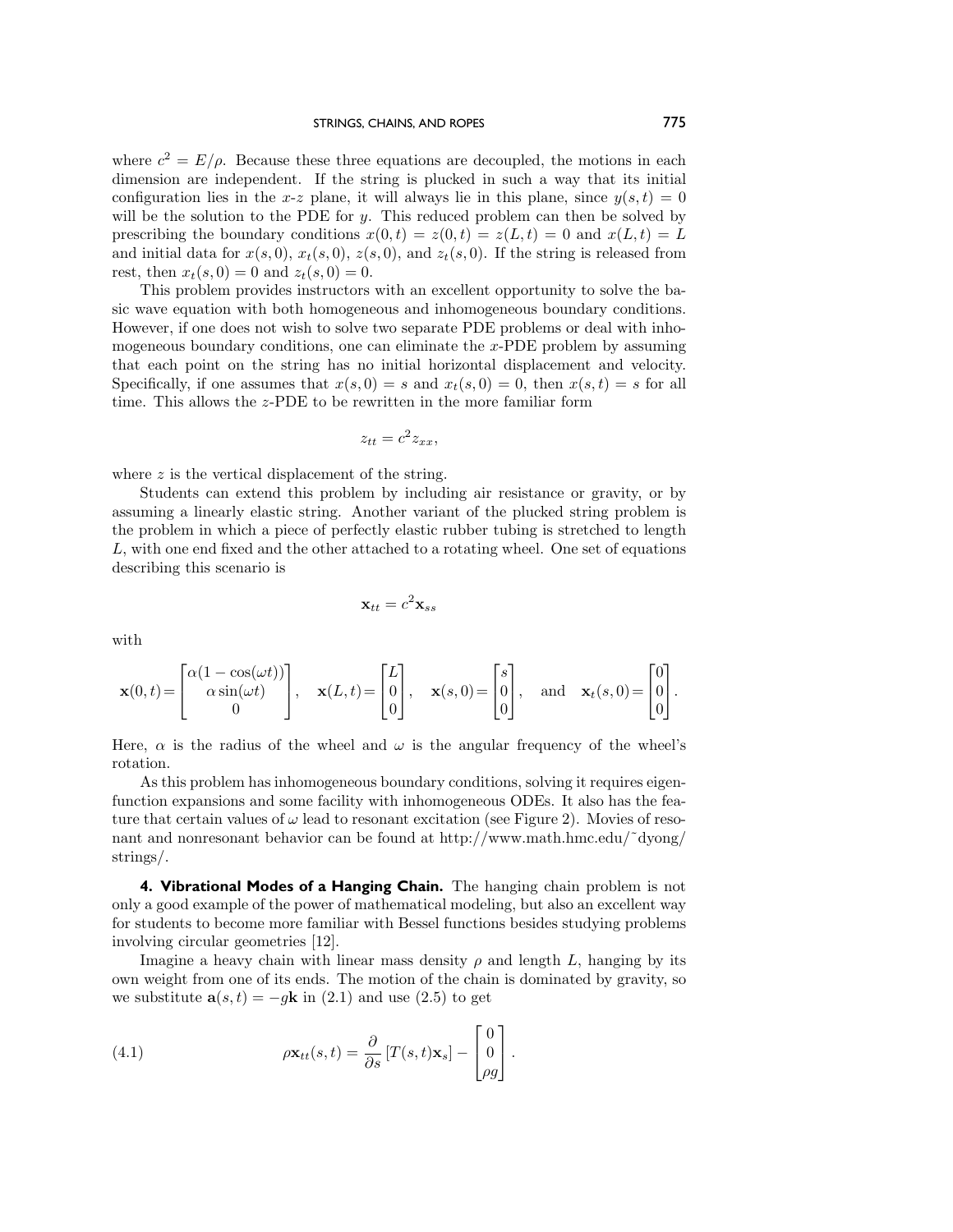where $c^2 = E/\rho$. Because these three equations are decoupled, the motions in each dimension are independent. If the string is plucked in such a way that its initial configuration lies in the $x$-$z$ plane, it will always lie in this plane, since $y(s,t) = 0$ will be the solution to the PDE for $y$. This reduced problem can then be solved by prescribing the boundary conditions $x(0,t) = z(0,t) = z(L,t) = 0$ and $x(L,t) = L$ and initial data for $x(s,0)$, $x_t(s,0)$, $z(s,0)$, and $z_t(s,0)$. If the string is released from rest, then $x_t(s,0) = 0$ and $z_t(s,0) = 0$.

This problem provides instructors with an excellent opportunity to solve the basic wave equation with both homogeneous and inhomogeneous boundary conditions. However, if one does not wish to solve two separate PDE problems or deal with inhomogeneous boundary conditions, one can eliminate the $x$-PDE problem by assuming that each point on the string has no initial horizontal displacement and velocity. Specifically, if one assumes that $x(s,0) = s$ and $x_t(s,0) = 0$, then $x(s,t) = s$ for all time. This allows the $z$-PDE to be rewritten in the more familiar form

$$z_{tt} = c^2 z_{xx},$$

where $z$ is the vertical displacement of the string.

Students can extend this problem by including air resistance or gravity, or by assuming a linearly elastic string. Another variant of the plucked string problem is the problem in which a piece of perfectly elastic rubber tubing is stretched to length $L$, with one end fixed and the other attached to a rotating wheel. One set of equations describing this scenario is

$$\mathbf{x}_{tt} = c^2 \mathbf{x}_{ss}$$

with

$$\mathbf{x}(0,t) = \begin{bmatrix} \alpha(1-\cos(\omega t)) \\ \alpha \sin(\omega t) \\ 0 \end{bmatrix}, \quad \mathbf{x}(L,t) = \begin{bmatrix} L \\ 0 \\ 0 \end{bmatrix}, \quad \mathbf{x}(s,0) = \begin{bmatrix} s \\ 0 \\ 0 \end{bmatrix}, \quad \text{and} \quad \mathbf{x}_t(s,0) = \begin{bmatrix} 0 \\ 0 \\ 0 \end{bmatrix}.$$

Here, $\alpha$ is the radius of the wheel and $\omega$ is the angular frequency of the wheel's rotation.

As this problem has inhomogeneous boundary conditions, solving it requires eigenfunction expansions and some facility with inhomogeneous ODEs. It also has the feature that certain values of $\omega$ lead to resonant excitation (see Figure 2). Movies of resonant and nonresonant behavior can be found at http://www.math.hmc.edu/~dyong/strings/.

**4. Vibrational Modes of a Hanging Chain.** The hanging chain problem is not only a good example of the power of mathematical modeling, but also an excellent way for students to become more familiar with Bessel functions besides studying problems involving circular geometries [12].

Imagine a heavy chain with linear mass density $\rho$ and length $L$, hanging by its own weight from one of its ends. The motion of the chain is dominated by gravity, so we substitute $\mathbf{a}(s,t) = -g\mathbf{k}$ in (2.1) and use (2.5) to get

$$\rho \mathbf{x}_{tt}(s,t) = \frac{\partial}{\partial s}\left[T(s,t)\mathbf{x}_s\right] - \begin{bmatrix} 0 \\ 0 \\ \rho g \end{bmatrix}. \tag{4.1}$$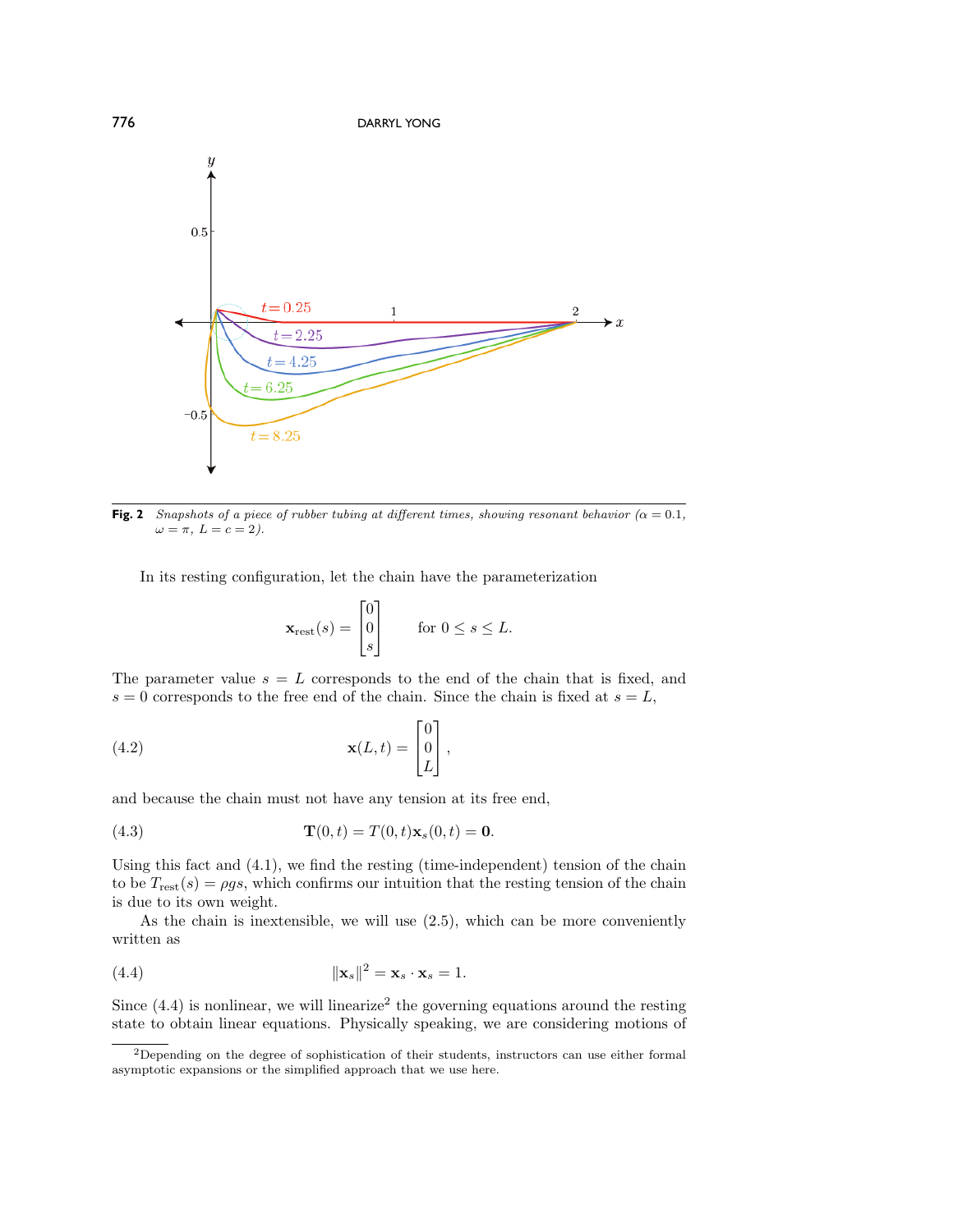**Fig. 2** *Snapshots of a piece of rubber tubing at different times, showing resonant behavior ($\alpha = 0.1$, $\omega = \pi$, $L = c = 2$).*

In its resting configuration, let the chain have the parameterization

$$\mathbf{x}_{\text{rest}}(s) = \begin{bmatrix} 0 \\ 0 \\ s \end{bmatrix} \qquad \text{for } 0 \le s \le L.$$

The parameter value $s = L$ corresponds to the end of the chain that is fixed, and $s = 0$ corresponds to the free end of the chain. Since the chain is fixed at $s = L$,

$$\mathbf{x}(L, t) = \begin{bmatrix} 0 \\ 0 \\ L \end{bmatrix}, \tag{4.2}$$

and because the chain must not have any tension at its free end,

$$\mathbf{T}(0, t) = T(0, t)\mathbf{x}_s(0, t) = \mathbf{0}. \tag{4.3}$$

Using this fact and (4.1), we find the resting (time-independent) tension of the chain to be $T_{\text{rest}}(s) = \rho g s$, which confirms our intuition that the resting tension of the chain is due to its own weight.

As the chain is inextensible, we will use (2.5), which can be more conveniently written as

$$\|\mathbf{x}_s\|^2 = \mathbf{x}_s \cdot \mathbf{x}_s = 1. \tag{4.4}$$

Since (4.4) is nonlinear, we will linearize[2] the governing equations around the resting state to obtain linear equations. Physically speaking, we are considering motions of

[2] Depending on the degree of sophistication of their students, instructors can use either formal asymptotic expansions or the simplified approach that we use here.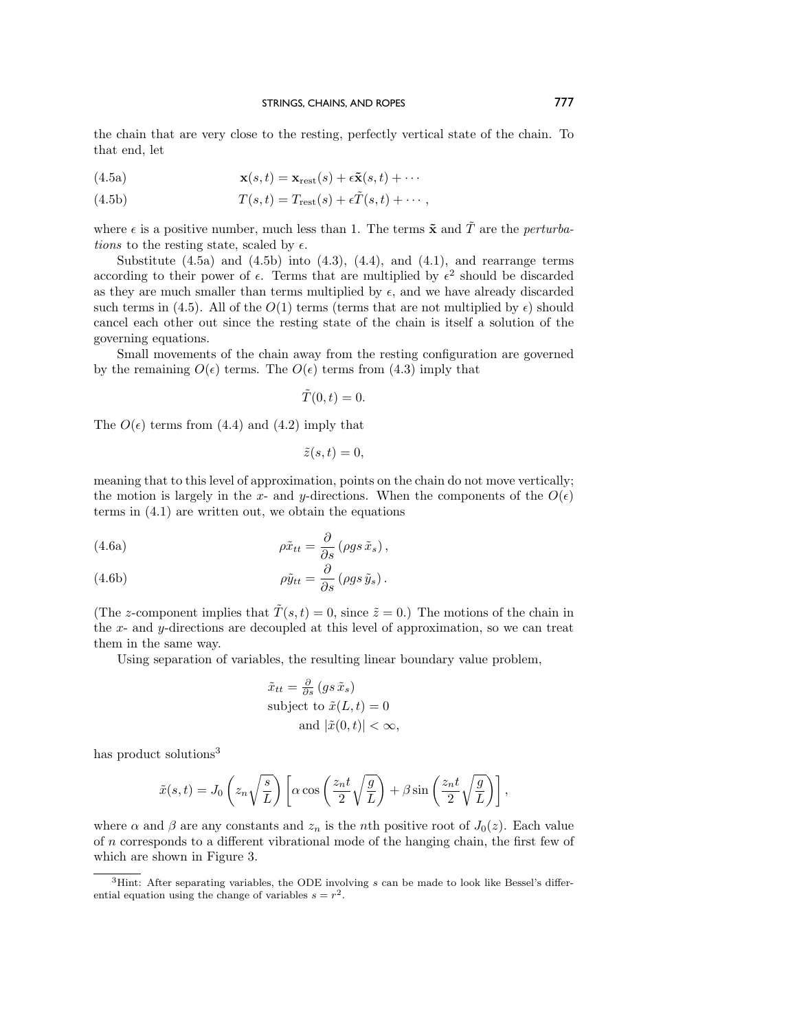the chain that are very close to the resting, perfectly vertical state of the chain. To that end, let

$$\mathbf{x}(s,t) = \mathbf{x}_{\text{rest}}(s) + \epsilon\tilde{\mathbf{x}}(s,t) + \cdots \tag{4.5a}$$

$$T(s,t) = T_{\text{rest}}(s) + \epsilon\tilde{T}(s,t) + \cdots, \tag{4.5b}$$

where $\epsilon$ is a positive number, much less than 1. The terms $\tilde{\mathbf{x}}$ and $\tilde{T}$ are the *perturbations* to the resting state, scaled by $\epsilon$.

Substitute (4.5a) and (4.5b) into (4.3), (4.4), and (4.1), and rearrange terms according to their power of $\epsilon$. Terms that are multiplied by $\epsilon^2$ should be discarded as they are much smaller than terms multiplied by $\epsilon$, and we have already discarded such terms in (4.5). All of the $O(1)$ terms (terms that are not multiplied by $\epsilon$) should cancel each other out since the resting state of the chain is itself a solution of the governing equations.

Small movements of the chain away from the resting configuration are governed by the remaining $O(\epsilon)$ terms. The $O(\epsilon)$ terms from (4.3) imply that

$$\tilde{T}(0,t) = 0.$$

The $O(\epsilon)$ terms from (4.4) and (4.2) imply that

$$\tilde{z}(s,t) = 0,$$

meaning that to this level of approximation, points on the chain do not move vertically; the motion is largely in the $x$- and $y$-directions. When the components of the $O(\epsilon)$ terms in (4.1) are written out, we obtain the equations

$$\rho\tilde{x}_{tt} = \frac{\partial}{\partial s}\left(\rho g s\, \tilde{x}_s\right), \tag{4.6a}$$

$$\rho\tilde{y}_{tt} = \frac{\partial}{\partial s}\left(\rho g s\, \tilde{y}_s\right). \tag{4.6b}$$

(The $z$-component implies that $\tilde{T}(s,t) = 0$, since $\tilde{z} = 0$.) The motions of the chain in the $x$- and $y$-directions are decoupled at this level of approximation, so we can treat them in the same way.

Using separation of variables, the resulting linear boundary value problem,

$$\begin{aligned}
&\tilde{x}_{tt} = \tfrac{\partial}{\partial s}\left(g s\, \tilde{x}_s\right) \\
&\text{subject to } \tilde{x}(L,t) = 0 \\
&\qquad \text{and } |\tilde{x}(0,t)| < \infty,
\end{aligned}$$

has product solutions[3]

$$\tilde{x}(s,t) = J_0\left(z_n\sqrt{\frac{s}{L}}\right)\left[\alpha\cos\left(\frac{z_n t}{2}\sqrt{\frac{g}{L}}\right) + \beta\sin\left(\frac{z_n t}{2}\sqrt{\frac{g}{L}}\right)\right],$$

where $\alpha$ and $\beta$ are any constants and $z_n$ is the $n$th positive root of $J_0(z)$. Each value of $n$ corresponds to a different vibrational mode of the hanging chain, the first few of which are shown in Figure 3.

[3]Hint: After separating variables, the ODE involving $s$ can be made to look like Bessel's differential equation using the change of variables $s = r^2$.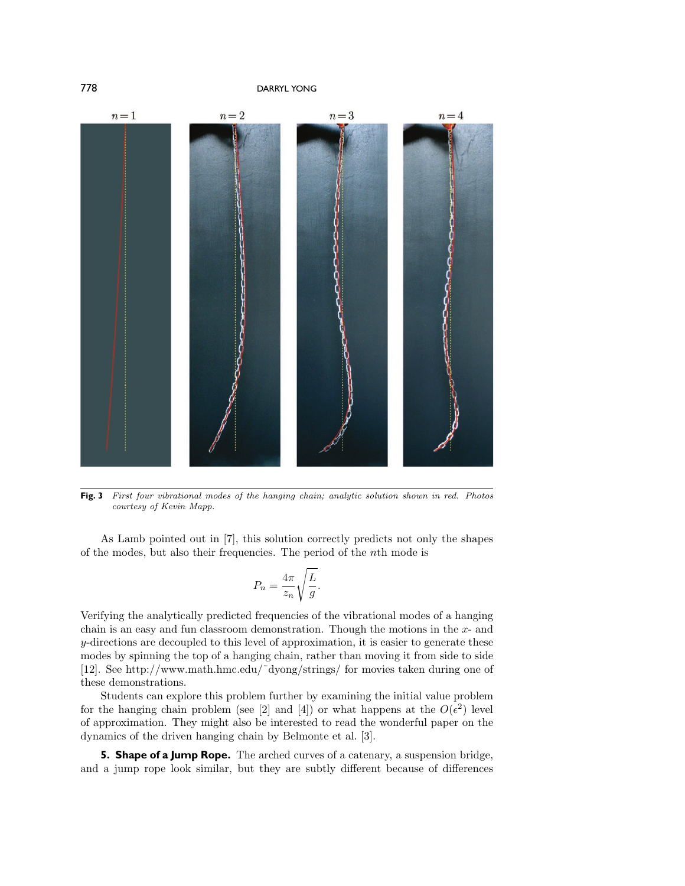$n=1$ $n=2$ $n=3$ $n=4$

**Fig. 3** *First four vibrational modes of the hanging chain; analytic solution shown in red. Photos courtesy of Kevin Mapp.*

As Lamb pointed out in [7], this solution correctly predicts not only the shapes of the modes, but also their frequencies. The period of the $n$th mode is

$$P_n = \frac{4\pi}{z_n}\sqrt{\frac{L}{g}}.$$

Verifying the analytically predicted frequencies of the vibrational modes of a hanging chain is an easy and fun classroom demonstration. Though the motions in the $x$- and $y$-directions are decoupled to this level of approximation, it is easier to generate these modes by spinning the top of a hanging chain, rather than moving it from side to side [12]. See http://www.math.hmc.edu/~dyong/strings/ for movies taken during one of these demonstrations.

Students can explore this problem further by examining the initial value problem for the hanging chain problem (see [2] and [4]) or what happens at the $O(\epsilon^2)$ level of approximation. They might also be interested to read the wonderful paper on the dynamics of the driven hanging chain by Belmonte et al. [3].

**5. Shape of a Jump Rope.** The arched curves of a catenary, a suspension bridge, and a jump rope look similar, but they are subtly different because of differences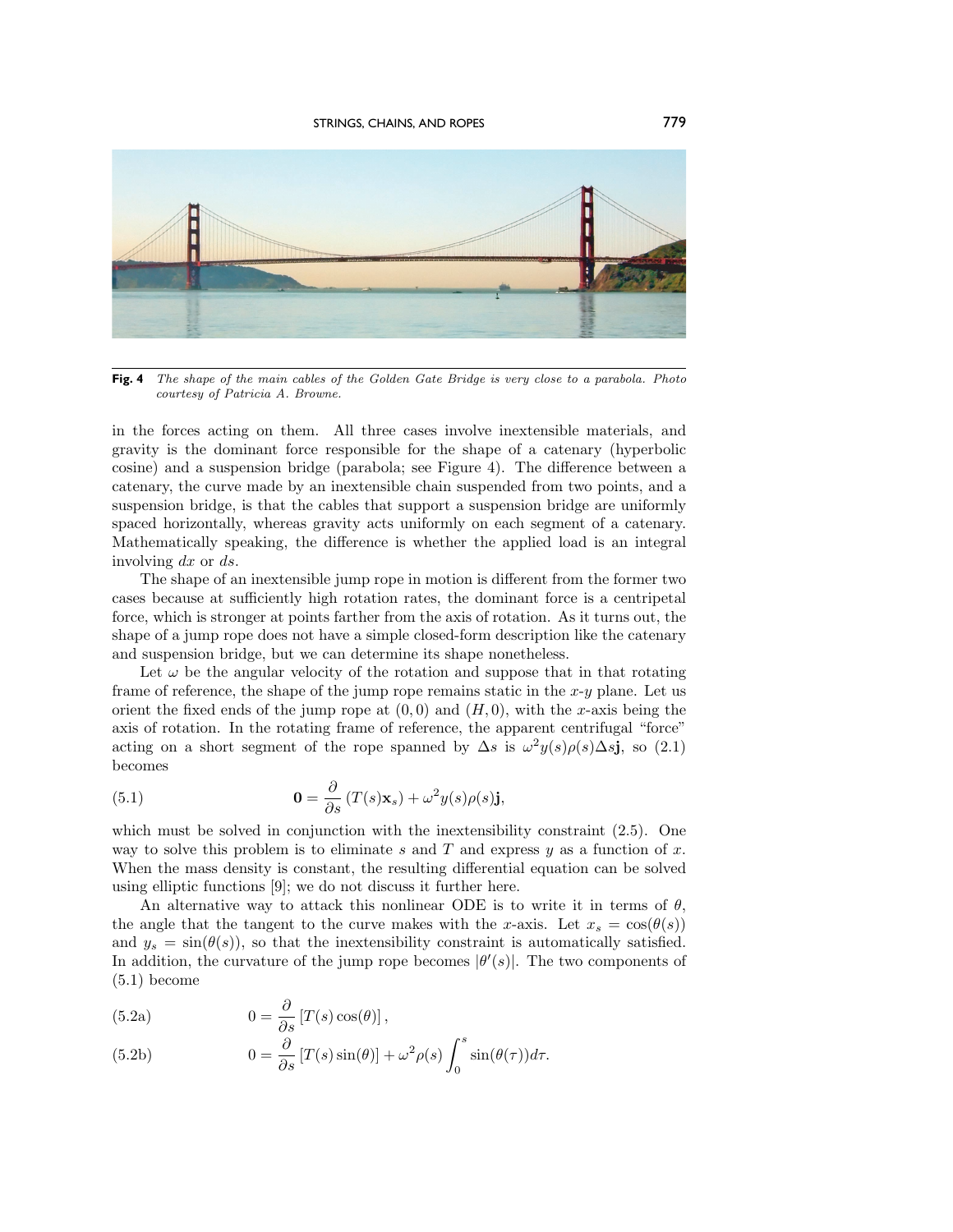**Fig. 4** *The shape of the main cables of the Golden Gate Bridge is very close to a parabola. Photo courtesy of Patricia A. Browne.*

in the forces acting on them. All three cases involve inextensible materials, and gravity is the dominant force responsible for the shape of a catenary (hyperbolic cosine) and a suspension bridge (parabola; see Figure 4). The difference between a catenary, the curve made by an inextensible chain suspended from two points, and a suspension bridge, is that the cables that support a suspension bridge are uniformly spaced horizontally, whereas gravity acts uniformly on each segment of a catenary. Mathematically speaking, the difference is whether the applied load is an integral involving $dx$ or $ds$.

The shape of an inextensible jump rope in motion is different from the former two cases because at sufficiently high rotation rates, the dominant force is a centripetal force, which is stronger at points farther from the axis of rotation. As it turns out, the shape of a jump rope does not have a simple closed-form description like the catenary and suspension bridge, but we can determine its shape nonetheless.

Let $\omega$ be the angular velocity of the rotation and suppose that in that rotating frame of reference, the shape of the jump rope remains static in the $x$-$y$ plane. Let us orient the fixed ends of the jump rope at $(0, 0)$ and $(H, 0)$, with the $x$-axis being the axis of rotation. In the rotating frame of reference, the apparent centrifugal "force" acting on a short segment of the rope spanned by $\Delta s$ is $\omega^2 y(s)\rho(s)\Delta s\mathbf{j}$, so (2.1) becomes

$$\mathbf{0} = \frac{\partial}{\partial s}\left(T(s)\mathbf{x}_s\right) + \omega^2 y(s)\rho(s)\mathbf{j}, \tag{5.1}$$

which must be solved in conjunction with the inextensibility constraint (2.5). One way to solve this problem is to eliminate $s$ and $T$ and express $y$ as a function of $x$. When the mass density is constant, the resulting differential equation can be solved using elliptic functions [9]; we do not discuss it further here.

An alternative way to attack this nonlinear ODE is to write it in terms of $\theta$, the angle that the tangent to the curve makes with the $x$-axis. Let $x_s = \cos(\theta(s))$ and $y_s = \sin(\theta(s))$, so that the inextensibility constraint is automatically satisfied. In addition, the curvature of the jump rope becomes $|\theta'(s)|$. The two components of (5.1) become

$$0 = \frac{\partial}{\partial s}\left[T(s)\cos(\theta)\right], \tag{5.2a}$$

$$0 = \frac{\partial}{\partial s}\left[T(s)\sin(\theta)\right] + \omega^2\rho(s)\int_0^s \sin(\theta(\tau))d\tau. \tag{5.2b}$$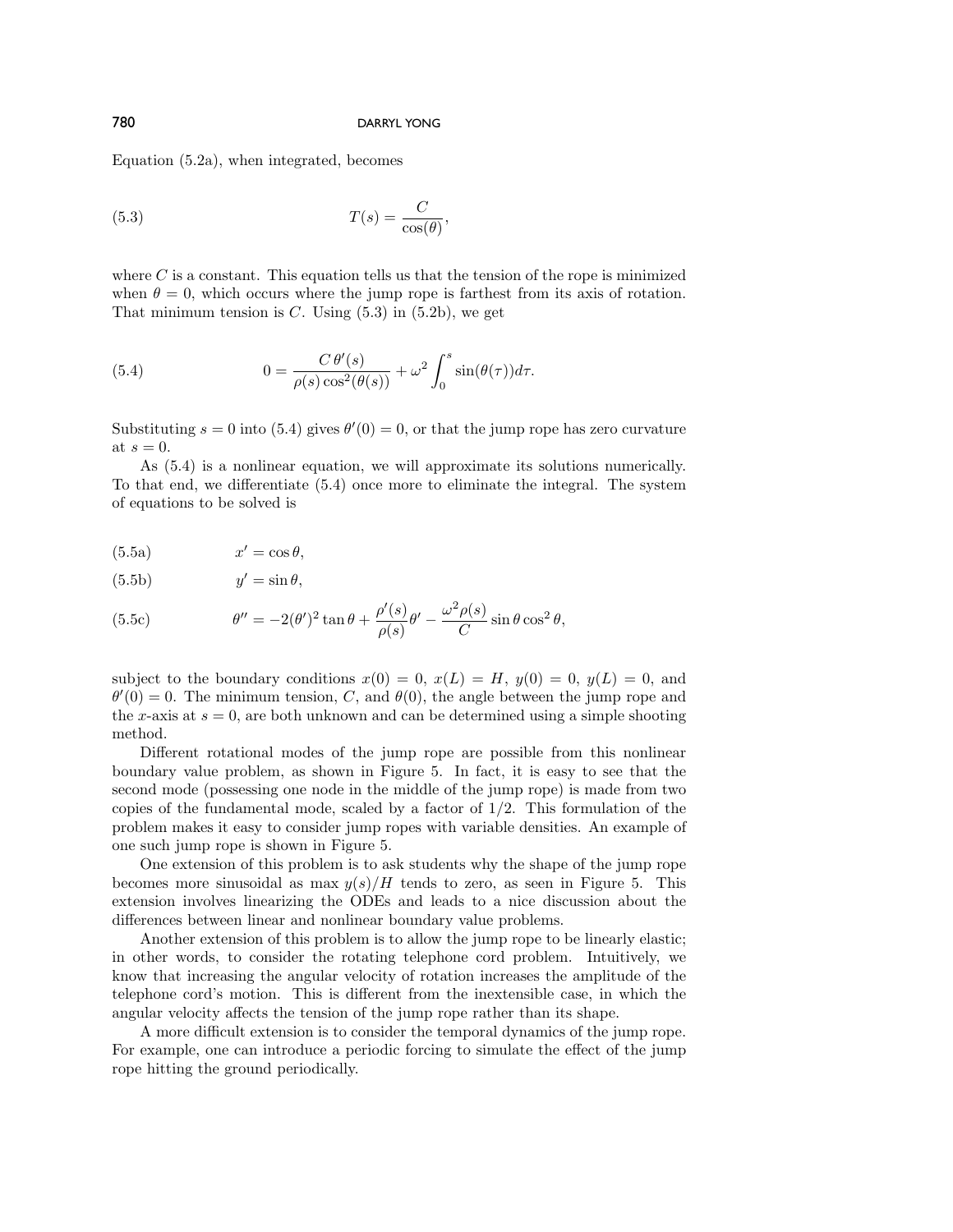Equation (5.2a), when integrated, becomes

$$T(s) = \frac{C}{\cos(\theta)}, \tag{5.3}$$

where $C$ is a constant. This equation tells us that the tension of the rope is minimized when $\theta = 0$, which occurs where the jump rope is farthest from its axis of rotation. That minimum tension is $C$. Using (5.3) in (5.2b), we get

$$0 = \frac{C\,\theta'(s)}{\rho(s)\cos^2(\theta(s))} + \omega^2 \int_0^s \sin(\theta(\tau))d\tau. \tag{5.4}$$

Substituting $s = 0$ into (5.4) gives $\theta'(0) = 0$, or that the jump rope has zero curvature at $s = 0$.

As (5.4) is a nonlinear equation, we will approximate its solutions numerically. To that end, we differentiate (5.4) once more to eliminate the integral. The system of equations to be solved is

$$x' = \cos\theta, \tag{5.5a}$$

$$y' = \sin\theta, \tag{5.5b}$$

$$\theta'' = -2(\theta')^2 \tan\theta + \frac{\rho'(s)}{\rho(s)}\theta' - \frac{\omega^2 \rho(s)}{C}\sin\theta\cos^2\theta, \tag{5.5c}$$

subject to the boundary conditions $x(0) = 0$, $x(L) = H$, $y(0) = 0$, $y(L) = 0$, and $\theta'(0) = 0$. The minimum tension, $C$, and $\theta(0)$, the angle between the jump rope and the $x$-axis at $s = 0$, are both unknown and can be determined using a simple shooting method.

Different rotational modes of the jump rope are possible from this nonlinear boundary value problem, as shown in Figure 5. In fact, it is easy to see that the second mode (possessing one node in the middle of the jump rope) is made from two copies of the fundamental mode, scaled by a factor of 1/2. This formulation of the problem makes it easy to consider jump ropes with variable densities. An example of one such jump rope is shown in Figure 5.

One extension of this problem is to ask students why the shape of the jump rope becomes more sinusoidal as $\max y(s)/H$ tends to zero, as seen in Figure 5. This extension involves linearizing the ODEs and leads to a nice discussion about the differences between linear and nonlinear boundary value problems.

Another extension of this problem is to allow the jump rope to be linearly elastic; in other words, to consider the rotating telephone cord problem. Intuitively, we know that increasing the angular velocity of rotation increases the amplitude of the telephone cord's motion. This is different from the inextensible case, in which the angular velocity affects the tension of the jump rope rather than its shape.

A more difficult extension is to consider the temporal dynamics of the jump rope. For example, one can introduce a periodic forcing to simulate the effect of the jump rope hitting the ground periodically.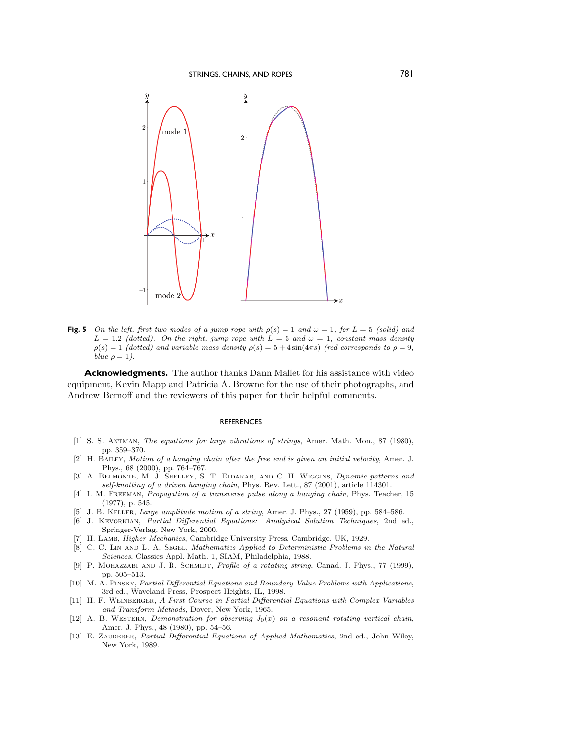y

2

mode 1

1

x

1

−1

mode 2

y

2

1

x

**Fig. 5** *On the left, first two modes of a jump rope with $\rho(s) = 1$ and $\omega = 1$, for $L = 5$ (solid) and $L = 1.2$ (dotted). On the right, jump rope with $L = 5$ and $\omega = 1$, constant mass density $\rho(s) = 1$ (dotted) and variable mass density $\rho(s) = 5 + 4\sin(4\pi s)$ (red corresponds to $\rho = 9$, blue $\rho = 1$).*

**Acknowledgments.** The author thanks Dann Mallet for his assistance with video equipment, Kevin Mapp and Patricia A. Browne for the use of their photographs, and Andrew Bernoff and the reviewers of this paper for their helpful comments.

## REFERENCES

[1] S. S. Antman, *The equations for large vibrations of strings*, Amer. Math. Mon., 87 (1980), pp. 359–370.

[2] H. Bailey, *Motion of a hanging chain after the free end is given an initial velocity*, Amer. J. Phys., 68 (2000), pp. 764–767.

[3] A. Belmonte, M. J. Shelley, S. T. Eldakar, and C. H. Wiggins, *Dynamic patterns and self-knotting of a driven hanging chain*, Phys. Rev. Lett., 87 (2001), article 114301.

[4] I. M. Freeman, *Propagation of a transverse pulse along a hanging chain*, Phys. Teacher, 15 (1977), p. 545.

[5] J. B. Keller, *Large amplitude motion of a string*, Amer. J. Phys., 27 (1959), pp. 584–586.

[6] J. Kevorkian, *Partial Differential Equations: Analytical Solution Techniques*, 2nd ed., Springer-Verlag, New York, 2000.

[7] H. Lamb, *Higher Mechanics*, Cambridge University Press, Cambridge, UK, 1929.

[8] C. C. Lin and L. A. Segel, *Mathematics Applied to Deterministic Problems in the Natural Sciences*, Classics Appl. Math. 1, SIAM, Philadelphia, 1988.

[9] P. Mohazzabi and J. R. Schmidt, *Profile of a rotating string*, Canad. J. Phys., 77 (1999), pp. 505–513.

[10] M. A. Pinsky, *Partial Differential Equations and Boundary-Value Problems with Applications*, 3rd ed., Waveland Press, Prospect Heights, IL, 1998.

[11] H. F. Weinberger, *A First Course in Partial Differential Equations with Complex Variables and Transform Methods*, Dover, New York, 1965.

[12] A. B. Western, *Demonstration for observing $J_0(x)$ on a resonant rotating vertical chain*, Amer. J. Phys., 48 (1980), pp. 54–56.

[13] E. Zauderer, *Partial Differential Equations of Applied Mathematics*, 2nd ed., John Wiley, New York, 1989.